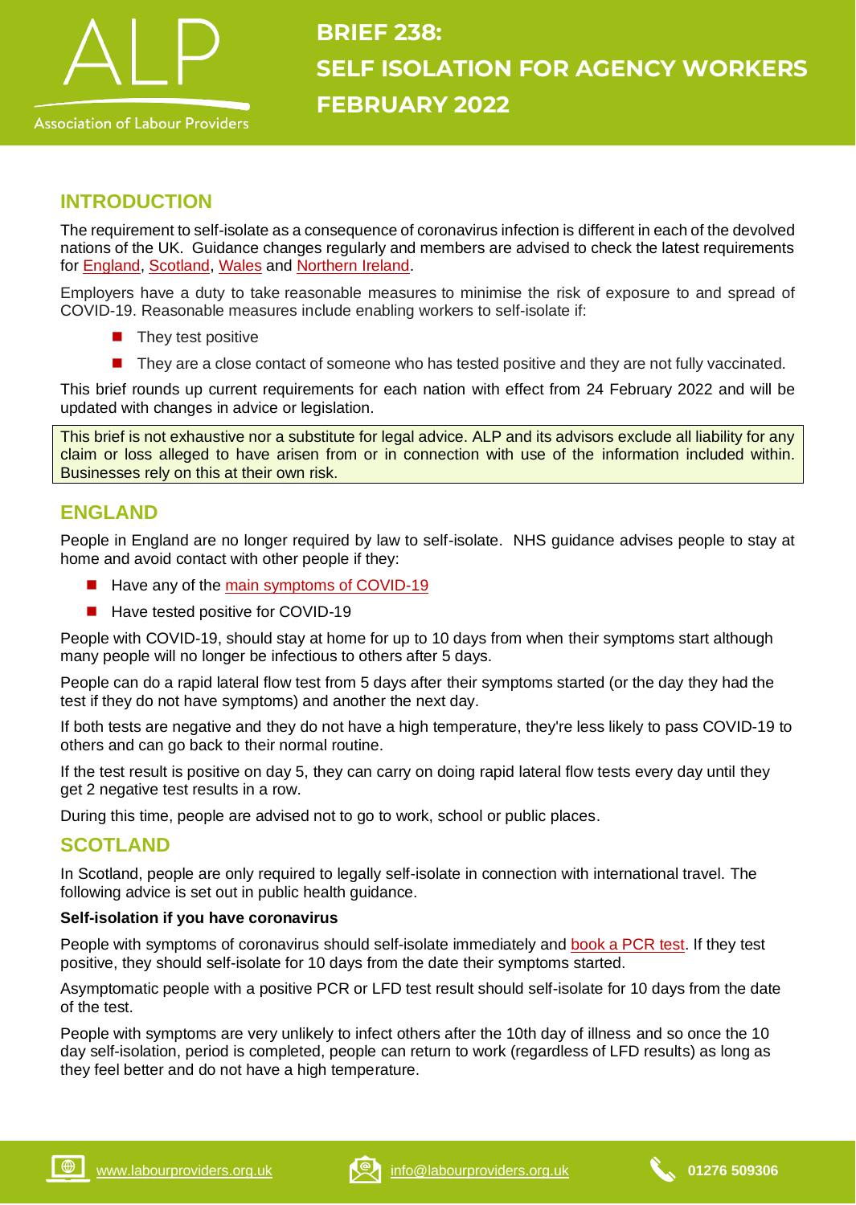Association of Labour Providers

# BRIEF 238: SELF ISOLATION FOR AGENCY WORKERS FEBRUARY 2022

## INTRODUCTION

The requirement to self-isolate as a consequence of coronavirus infection is different in each of the devolved nations of the UK. Guidance changes regularly and members are advised to check the latest requirements for England, Scotland, Wales and Northern Ireland.

Employers have a duty to take reasonable measures to minimise the risk of exposure to and spread of COVID-19. Reasonable measures include enabling workers to self-isolate if:

- They test positive
- They are a close contact of someone who has tested positive and they are not fully vaccinated.

This brief rounds up current requirements for each nation with effect from 24 February 2022 and will be updated with changes in advice or legislation.

This brief is not exhaustive nor a substitute for legal advice. ALP and its advisors exclude all liability for any claim or loss alleged to have arisen from or in connection with use of the information included within. Businesses rely on this at their own risk.

## ENGLAND

People in England are no longer required by law to self-isolate. NHS guidance advises people to stay at home and avoid contact with other people if they:

- Have any of the main symptoms of COVID-19
- Have tested positive for COVID-19

People with COVID-19, should stay at home for up to 10 days from when their symptoms start although many people will no longer be infectious to others after 5 days.

People can do a rapid lateral flow test from 5 days after their symptoms started (or the day they had the test if they do not have symptoms) and another the next day.

If both tests are negative and they do not have a high temperature, they're less likely to pass COVID-19 to others and can go back to their normal routine.

If the test result is positive on day 5, they can carry on doing rapid lateral flow tests every day until they get 2 negative test results in a row.

During this time, people are advised not to go to work, school or public places.

## SCOTLAND

In Scotland, people are only required to legally self-isolate in connection with international travel. The following advice is set out in public health guidance.

**Self-isolation if you have coronavirus**

People with symptoms of coronavirus should self-isolate immediately and book a PCR test. If they test positive, they should self-isolate for 10 days from the date their symptoms started.

Asymptomatic people with a positive PCR or LFD test result should self-isolate for 10 days from the date of the test.

People with symptoms are very unlikely to infect others after the 10th day of illness and so once the 10 day self-isolation, period is completed, people can return to work (regardless of LFD results) as long as they feel better and do not have a high temperature.

www.labourproviders.org.uk | info@labourproviders.org.uk | 01276 509306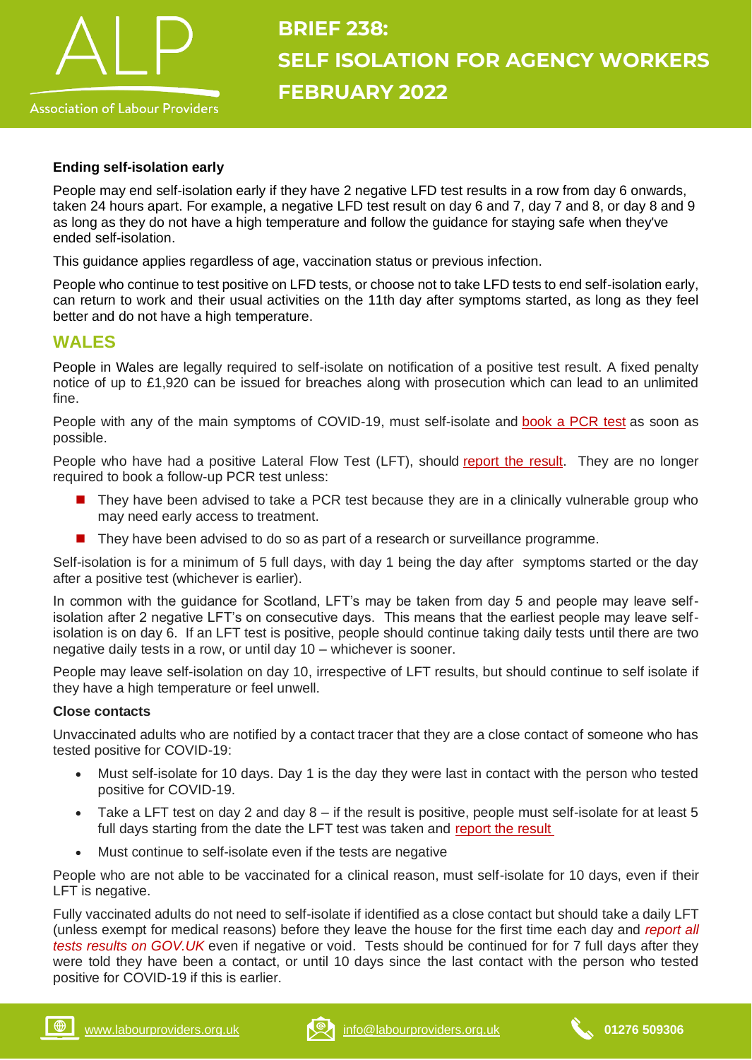**Ending self-isolation early**

People may end self-isolation early if they have 2 negative LFD test results in a row from day 6 onwards, taken 24 hours apart. For example, a negative LFD test result on day 6 and 7, day 7 and 8, or day 8 and 9 as long as they do not have a high temperature and follow the guidance for staying safe when they've ended self-isolation.

This guidance applies regardless of age, vaccination status or previous infection.

People who continue to test positive on LFD tests, or choose not to take LFD tests to end self-isolation early, can return to work and their usual activities on the 11th day after symptoms started, as long as they feel better and do not have a high temperature.

## WALES

People in Wales are legally required to self-isolate on notification of a positive test result. A fixed penalty notice of up to £1,920 can be issued for breaches along with prosecution which can lead to an unlimited fine.

People with any of the main symptoms of COVID-19, must self-isolate and book a PCR test as soon as possible.

People who have had a positive Lateral Flow Test (LFT), should report the result. They are no longer required to book a follow-up PCR test unless:

- They have been advised to take a PCR test because they are in a clinically vulnerable group who may need early access to treatment.
- They have been advised to do so as part of a research or surveillance programme.

Self-isolation is for a minimum of 5 full days, with day 1 being the day after symptoms started or the day after a positive test (whichever is earlier).

In common with the guidance for Scotland, LFT's may be taken from day 5 and people may leave self-isolation after 2 negative LFT's on consecutive days. This means that the earliest people may leave self-isolation is on day 6. If an LFT test is positive, people should continue taking daily tests until there are two negative daily tests in a row, or until day 10 – whichever is sooner.

People may leave self-isolation on day 10, irrespective of LFT results, but should continue to self isolate if they have a high temperature or feel unwell.

**Close contacts**

Unvaccinated adults who are notified by a contact tracer that they are a close contact of someone who has tested positive for COVID-19:

- Must self-isolate for 10 days. Day 1 is the day they were last in contact with the person who tested positive for COVID-19.
- Take a LFT test on day 2 and day 8 – if the result is positive, people must self-isolate for at least 5 full days starting from the date the LFT test was taken and report the result
- Must continue to self-isolate even if the tests are negative

People who are not able to be vaccinated for a clinical reason, must self-isolate for 10 days, even if their LFT is negative.

Fully vaccinated adults do not need to self-isolate if identified as a close contact but should take a daily LFT (unless exempt for medical reasons) before they leave the house for the first time each day and *report all tests results on GOV.UK* even if negative or void. Tests should be continued for for 7 full days after they were told they have been a contact, or until 10 days since the last contact with the person who tested positive for COVID-19 if this is earlier.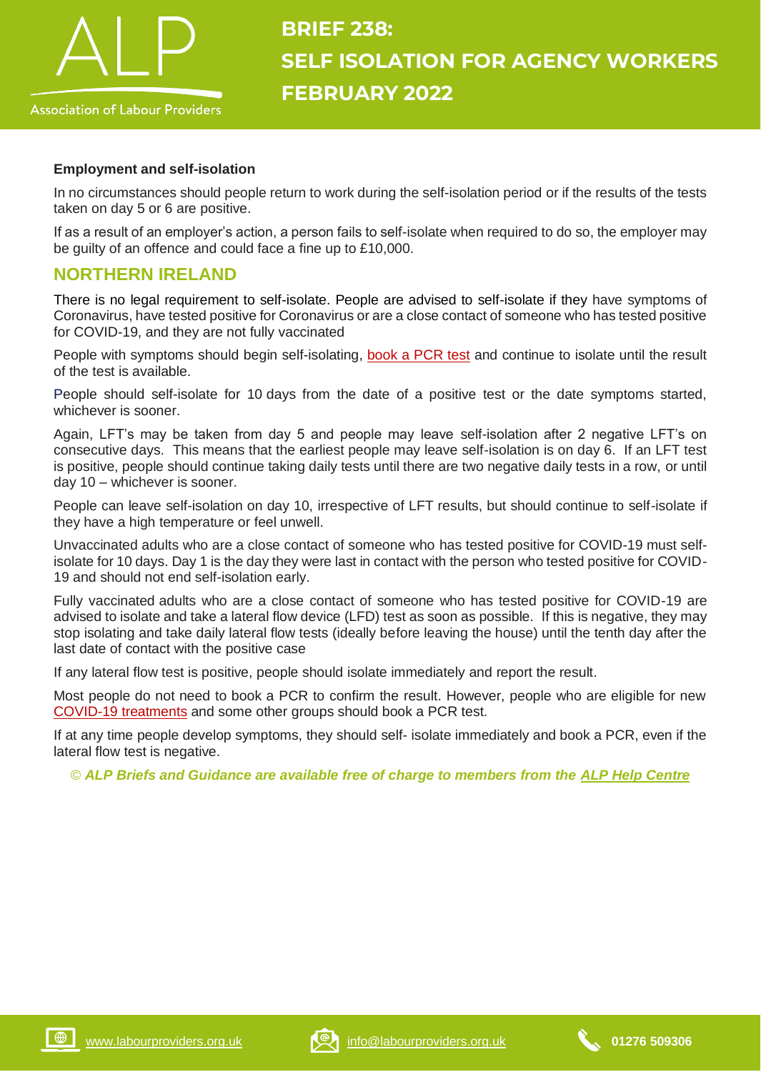**Employment and self-isolation**

In no circumstances should people return to work during the self-isolation period or if the results of the tests taken on day 5 or 6 are positive.

If as a result of an employer's action, a person fails to self-isolate when required to do so, the employer may be guilty of an offence and could face a fine up to £10,000.

## NORTHERN IRELAND

There is no legal requirement to self-isolate. People are advised to self-isolate if they have symptoms of Coronavirus, have tested positive for Coronavirus or are a close contact of someone who has tested positive for COVID-19, and they are not fully vaccinated

People with symptoms should begin self-isolating, book a PCR test and continue to isolate until the result of the test is available.

People should self-isolate for 10 days from the date of a positive test or the date symptoms started, whichever is sooner.

Again, LFT's may be taken from day 5 and people may leave self-isolation after 2 negative LFT's on consecutive days. This means that the earliest people may leave self-isolation is on day 6. If an LFT test is positive, people should continue taking daily tests until there are two negative daily tests in a row, or until day 10 – whichever is sooner.

People can leave self-isolation on day 10, irrespective of LFT results, but should continue to self-isolate if they have a high temperature or feel unwell.

Unvaccinated adults who are a close contact of someone who has tested positive for COVID-19 must self-isolate for 10 days. Day 1 is the day they were last in contact with the person who tested positive for COVID-19 and should not end self-isolation early.

Fully vaccinated adults who are a close contact of someone who has tested positive for COVID-19 are advised to isolate and take a lateral flow device (LFD) test as soon as possible. If this is negative, they may stop isolating and take daily lateral flow tests (ideally before leaving the house) until the tenth day after the last date of contact with the positive case

If any lateral flow test is positive, people should isolate immediately and report the result.

Most people do not need to book a PCR to confirm the result. However, people who are eligible for new COVID-19 treatments and some other groups should book a PCR test.

If at any time people develop symptoms, they should self- isolate immediately and book a PCR, even if the lateral flow test is negative.

*© ALP Briefs and Guidance are available free of charge to members from the ALP Help Centre*